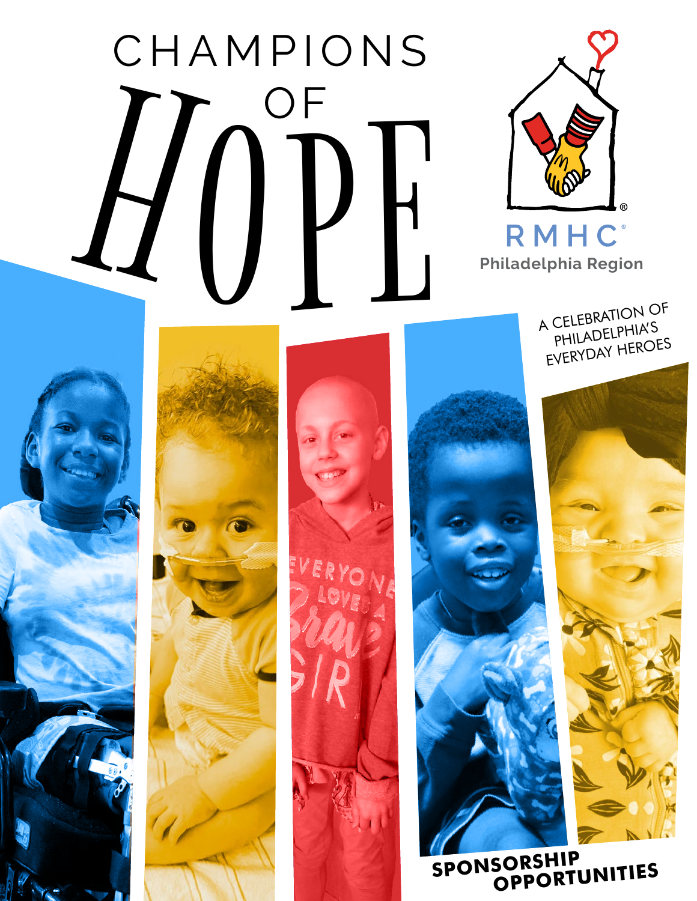# CHAMPIONS OF HOPE

RMHC®
Philadelphia Region

A CELEBRATION OF PHILADELPHIA'S EVERYDAY HEROES

**SPONSORSHIP OPPORTUNITIES**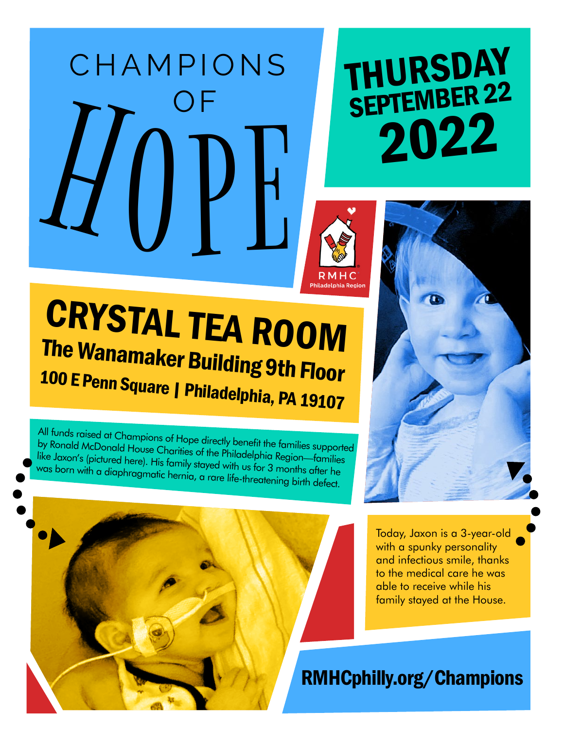# CHAMPIONS OF HOPE

## THURSDAY SEPTEMBER 22 2022

RMHC Philadelphia Region

## CRYSTAL TEA ROOM

### The Wanamaker Building 9th Floor

### 100 E Penn Square | Philadelphia, PA 19107

All funds raised at Champions of Hope directly benefit the families supported by Ronald McDonald House Charities of the Philadelphia Region—families like Jaxon's (pictured here). His family stayed with us for 3 months after he was born with a diaphragmatic hernia, a rare life-threatening birth defect.

Today, Jaxon is a 3-year-old with a spunky personality and infectious smile, thanks to the medical care he was able to receive while his family stayed at the House.

**RMHCphilly.org/Champions**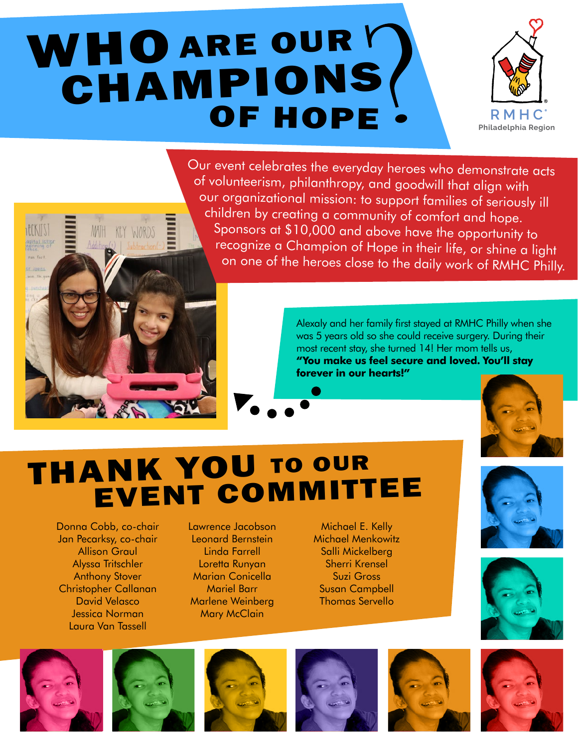# WHO ARE OUR CHAMPIONS OF HOPE?

RMHC
Philadelphia Region

Our event celebrates the everyday heroes who demonstrate acts of volunteerism, philanthropy, and goodwill that align with our organizational mission: to support families of seriously ill children by creating a community of comfort and hope. Sponsors at $10,000 and above have the opportunity to recognize a Champion of Hope in their life, or shine a light on one of the heroes close to the daily work of RMHC Philly.

Alexaly and her family first stayed at RMHC Philly when she was 5 years old so she could receive surgery. During their most recent stay, she turned 14! Her mom tells us, **"You make us feel secure and loved. You'll stay forever in our hearts!"**

# THANK YOU TO OUR EVENT COMMITTEE

Donna Cobb, co-chair
Jan Pecarksy, co-chair
Allison Graul
Alyssa Tritschler
Anthony Stover
Christopher Callanan
David Velasco
Jessica Norman
Laura Van Tassell
Lawrence Jacobson
Leonard Bernstein
Linda Farrell
Loretta Runyan
Marian Conicella
Mariel Barr
Marlene Weinberg
Mary McClain
Michael E. Kelly
Michael Menkowitz
Salli Mickelberg
Sherri Krensel
Suzi Gross
Susan Campbell
Thomas Servello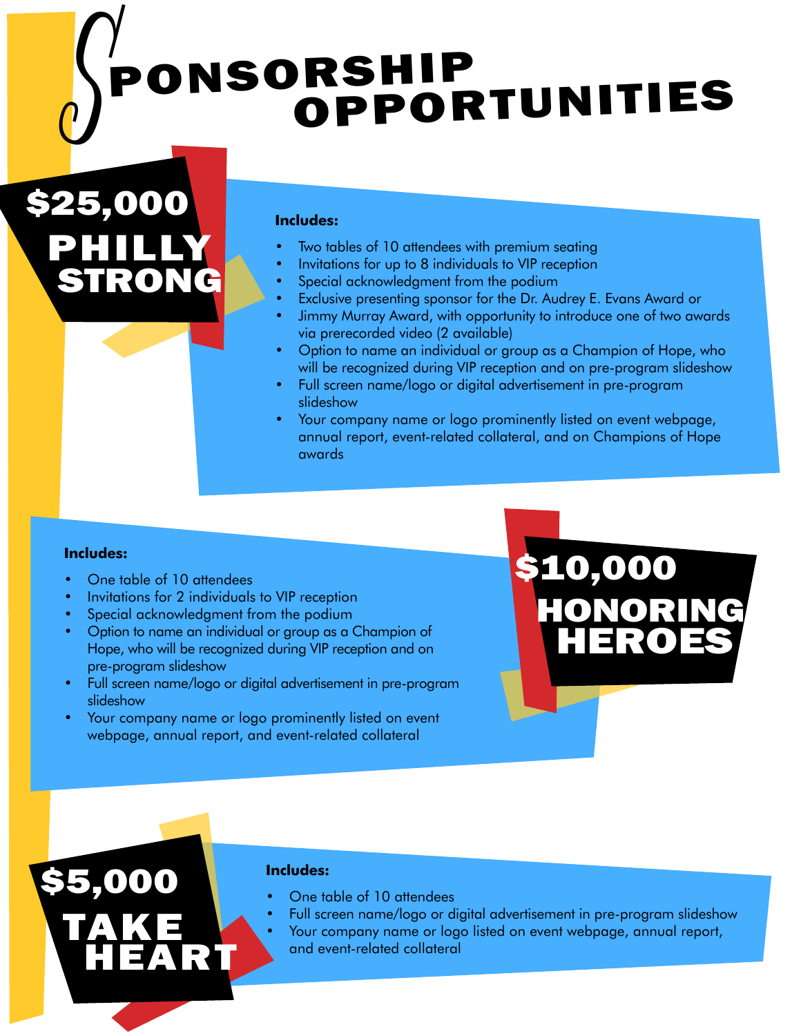# Sponsorship Opportunities

## $25,000 PHILLY STRONG

**Includes:**

- Two tables of 10 attendees with premium seating
- Invitations for up to 8 individuals to VIP reception
- Special acknowledgment from the podium
- Exclusive presenting sponsor for the Dr. Audrey E. Evans Award or
- Jimmy Murray Award, with opportunity to introduce one of two awards via prerecorded video (2 available)
- Option to name an individual or group as a Champion of Hope, who will be recognized during VIP reception and on pre-program slideshow
- Full screen name/logo or digital advertisement in pre-program slideshow
- Your company name or logo prominently listed on event webpage, annual report, event-related collateral, and on Champions of Hope awards

## $10,000 HONORING HEROES

**Includes:**

- One table of 10 attendees
- Invitations for 2 individuals to VIP reception
- Special acknowledgment from the podium
- Option to name an individual or group as a Champion of Hope, who will be recognized during VIP reception and on pre-program slideshow
- Full screen name/logo or digital advertisement in pre-program slideshow
- Your company name or logo prominently listed on event webpage, annual report, and event-related collateral

## $5,000 TAKE HEART

**Includes:**

- One table of 10 attendees
- Full screen name/logo or digital advertisement in pre-program slideshow
- Your company name or logo listed on event webpage, annual report, and event-related collateral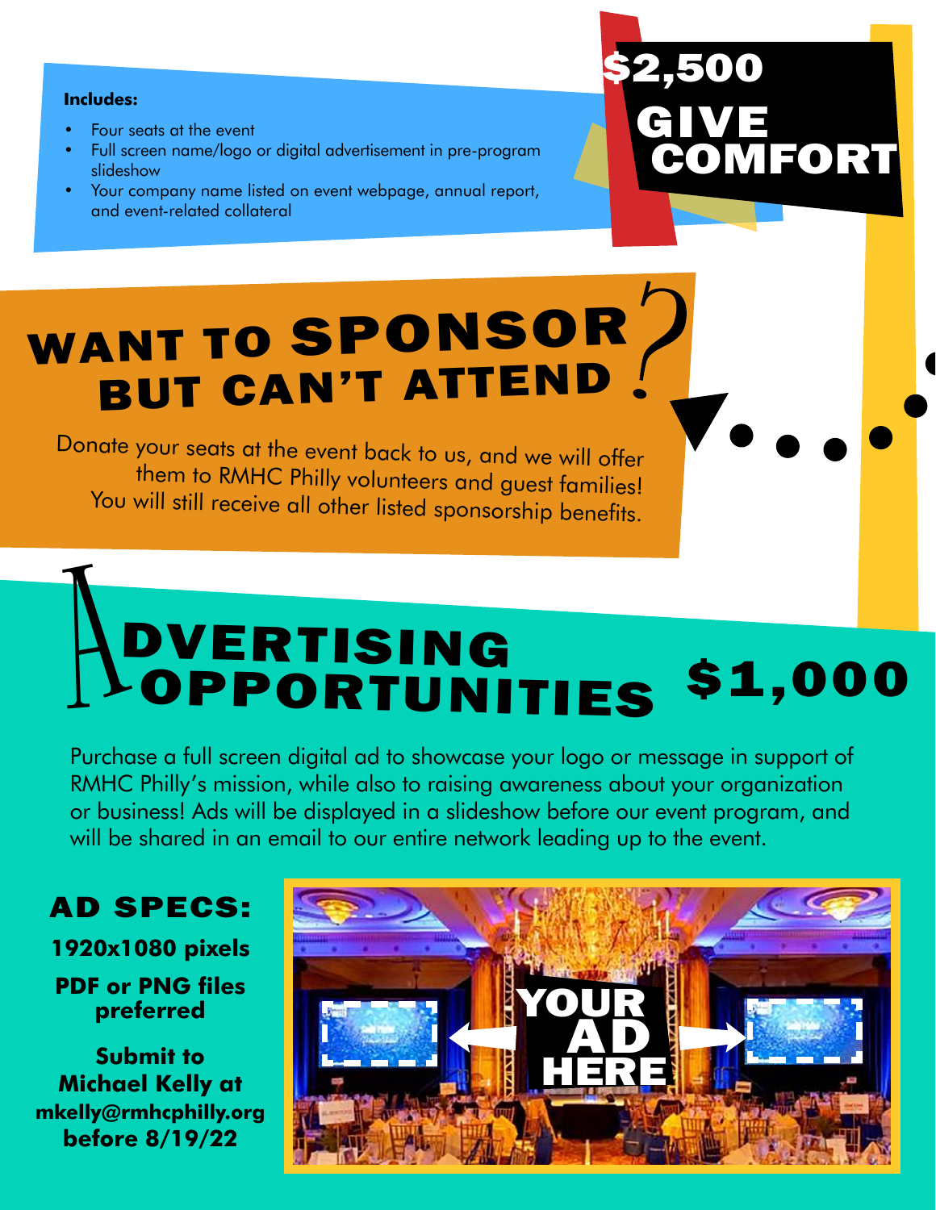## $2,500 GIVE COMFORT

**Includes:**

- Four seats at the event
- Full screen name/logo or digital advertisement in pre-program slideshow
- Your company name listed on event webpage, annual report, and event-related collateral

## WANT TO SPONSOR BUT CAN'T ATTEND?

Donate your seats at the event back to us, and we will offer them to RMHC Philly volunteers and guest families! You will still receive all other listed sponsorship benefits.

## ADVERTISING OPPORTUNITIES $1,000

Purchase a full screen digital ad to showcase your logo or message in support of RMHC Philly's mission, while also to raising awareness about your organization or business! Ads will be displayed in a slideshow before our event program, and will be shared in an email to our entire network leading up to the event.

### AD SPECS:

**1920x1080 pixels**

**PDF or PNG files preferred**

**Submit to Michael Kelly at mkelly@rmhcphilly.org before 8/19/22**

YOUR AD HERE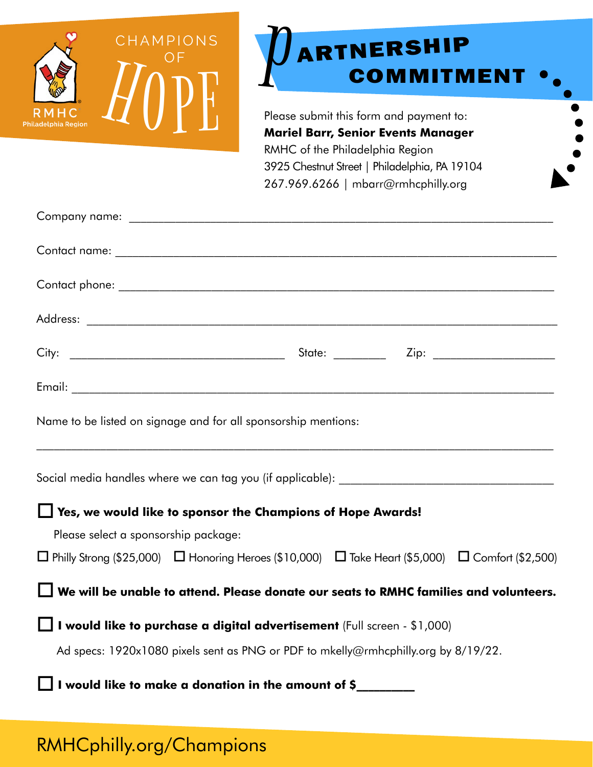CHAMPIONS OF HOPE

RMHC
Philadelphia Region

# Partnership Commitment

Please submit this form and payment to:
**Mariel Barr, Senior Events Manager**
RMHC of the Philadelphia Region
3925 Chestnut Street | Philadelphia, PA 19104
267.969.6266 | mbarr@rmhcphilly.org

Company name: ______________________________________________________________

Contact name: ______________________________________________________________

Contact phone: ______________________________________________________________

Address: ___________________________________________________________________

City: ______________________________ State: ________ Zip: __________________

Email: _____________________________________________________________________

Name to be listed on signage and for all sponsorship mentions:

____________________________________________________________________________

Social media handles where we can tag you (if applicable): ______________________________

☐ **Yes, we would like to sponsor the Champions of Hope Awards!**

Please select a sponsorship package:

☐ Philly Strong ($25,000) ☐ Honoring Heroes ($10,000) ☐ Take Heart ($5,000) ☐ Comfort ($2,500)

☐ **We will be unable to attend. Please donate our seats to RMHC families and volunteers.**

☐ **I would like to purchase a digital advertisement** (Full screen - $1,000)

Ad specs: 1920x1080 pixels sent as PNG or PDF to mkelly@rmhcphilly.org by 8/19/22.

☐ **I would like to make a donation in the amount of $________**

RMHCphilly.org/Champions